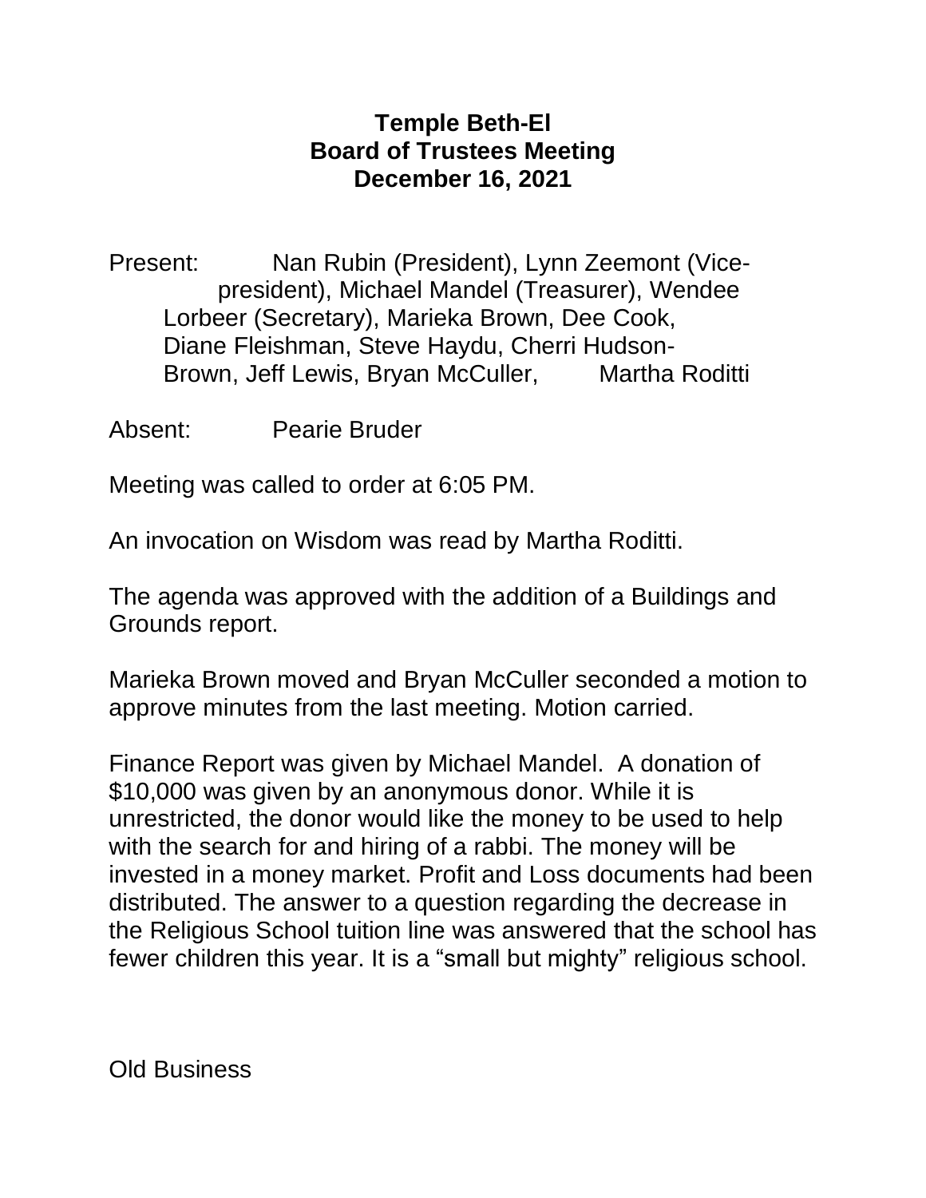# Temple Beth-El
## Board of Trustees Meeting
## December 16, 2021

Present: Nan Rubin (President), Lynn Zeemont (Vice-president), Michael Mandel (Treasurer), Wendee Lorbeer (Secretary), Marieka Brown, Dee Cook, Diane Fleishman, Steve Haydu, Cherri Hudson-Brown, Jeff Lewis, Bryan McCuller, Martha Roditti

Absent: Pearie Bruder

Meeting was called to order at 6:05 PM.

An invocation on Wisdom was read by Martha Roditti.

The agenda was approved with the addition of a Buildings and Grounds report.

Marieka Brown moved and Bryan McCuller seconded a motion to approve minutes from the last meeting. Motion carried.

Finance Report was given by Michael Mandel. A donation of $10,000 was given by an anonymous donor. While it is unrestricted, the donor would like the money to be used to help with the search for and hiring of a rabbi. The money will be invested in a money market. Profit and Loss documents had been distributed. The answer to a question regarding the decrease in the Religious School tuition line was answered that the school has fewer children this year. It is a "small but mighty" religious school.

Old Business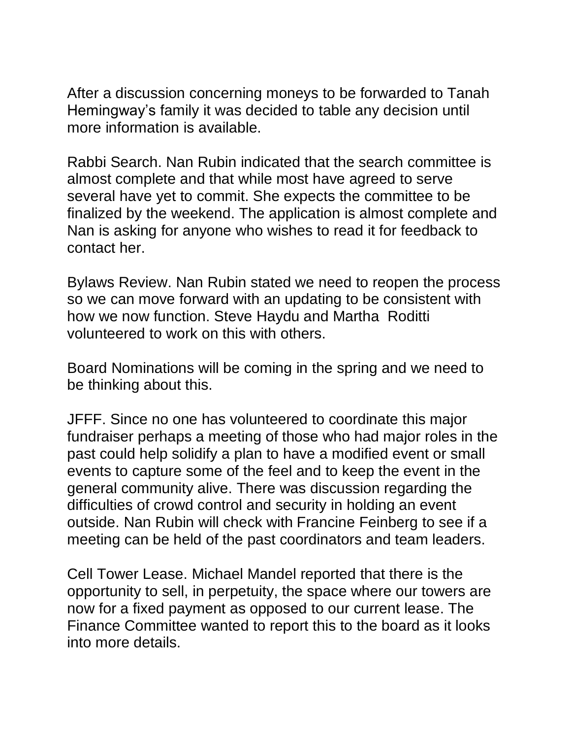After a discussion concerning moneys to be forwarded to Tanah Hemingway's family it was decided to table any decision until more information is available.

Rabbi Search. Nan Rubin indicated that the search committee is almost complete and that while most have agreed to serve several have yet to commit. She expects the committee to be finalized by the weekend. The application is almost complete and Nan is asking for anyone who wishes to read it for feedback to contact her.

Bylaws Review. Nan Rubin stated we need to reopen the process so we can move forward with an updating to be consistent with how we now function. Steve Haydu and Martha Roditti volunteered to work on this with others.

Board Nominations will be coming in the spring and we need to be thinking about this.

JFFF. Since no one has volunteered to coordinate this major fundraiser perhaps a meeting of those who had major roles in the past could help solidify a plan to have a modified event or small events to capture some of the feel and to keep the event in the general community alive. There was discussion regarding the difficulties of crowd control and security in holding an event outside. Nan Rubin will check with Francine Feinberg to see if a meeting can be held of the past coordinators and team leaders.

Cell Tower Lease. Michael Mandel reported that there is the opportunity to sell, in perpetuity, the space where our towers are now for a fixed payment as opposed to our current lease. The Finance Committee wanted to report this to the board as it looks into more details.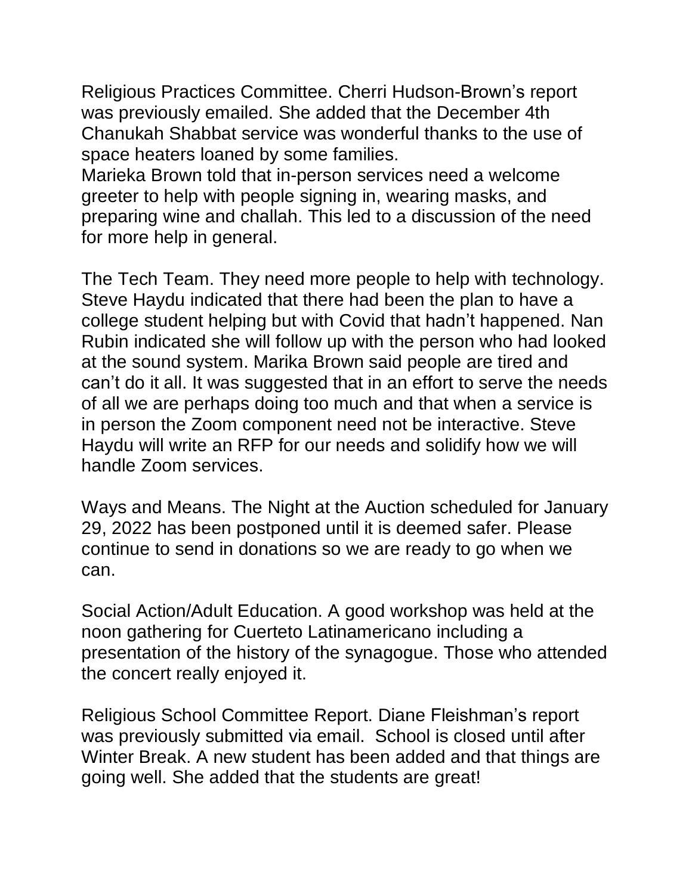Religious Practices Committee. Cherri Hudson-Brown's report was previously emailed. She added that the December 4th Chanukah Shabbat service was wonderful thanks to the use of space heaters loaned by some families.
Marieka Brown told that in-person services need a welcome greeter to help with people signing in, wearing masks, and preparing wine and challah. This led to a discussion of the need for more help in general.

The Tech Team. They need more people to help with technology. Steve Haydu indicated that there had been the plan to have a college student helping but with Covid that hadn't happened. Nan Rubin indicated she will follow up with the person who had looked at the sound system. Marika Brown said people are tired and can't do it all. It was suggested that in an effort to serve the needs of all we are perhaps doing too much and that when a service is in person the Zoom component need not be interactive. Steve Haydu will write an RFP for our needs and solidify how we will handle Zoom services.

Ways and Means. The Night at the Auction scheduled for January 29, 2022 has been postponed until it is deemed safer. Please continue to send in donations so we are ready to go when we can.

Social Action/Adult Education. A good workshop was held at the noon gathering for Cuerteto Latinamericano including a presentation of the history of the synagogue. Those who attended the concert really enjoyed it.

Religious School Committee Report. Diane Fleishman's report was previously submitted via email. School is closed until after Winter Break. A new student has been added and that things are going well. She added that the students are great!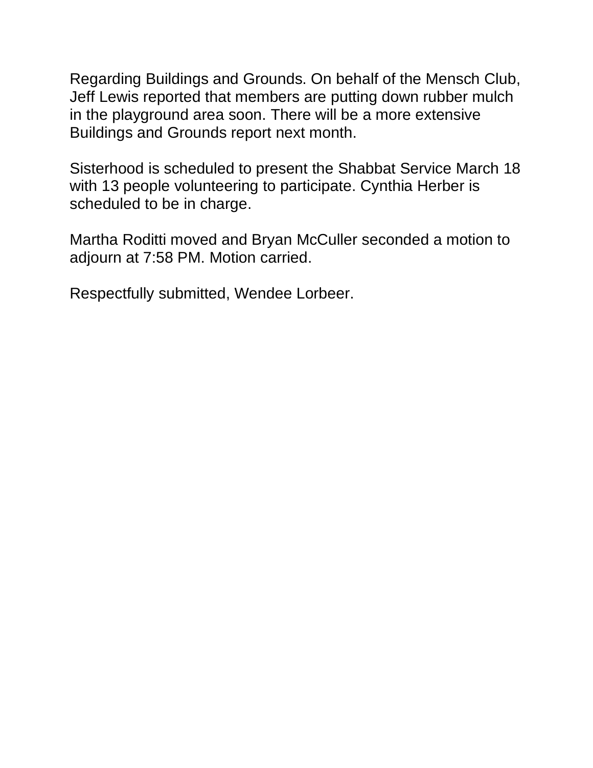Regarding Buildings and Grounds. On behalf of the Mensch Club, Jeff Lewis reported that members are putting down rubber mulch in the playground area soon. There will be a more extensive Buildings and Grounds report next month.

Sisterhood is scheduled to present the Shabbat Service March 18 with 13 people volunteering to participate. Cynthia Herber is scheduled to be in charge.

Martha Roditti moved and Bryan McCuller seconded a motion to adjourn at 7:58 PM. Motion carried.

Respectfully submitted, Wendee Lorbeer.